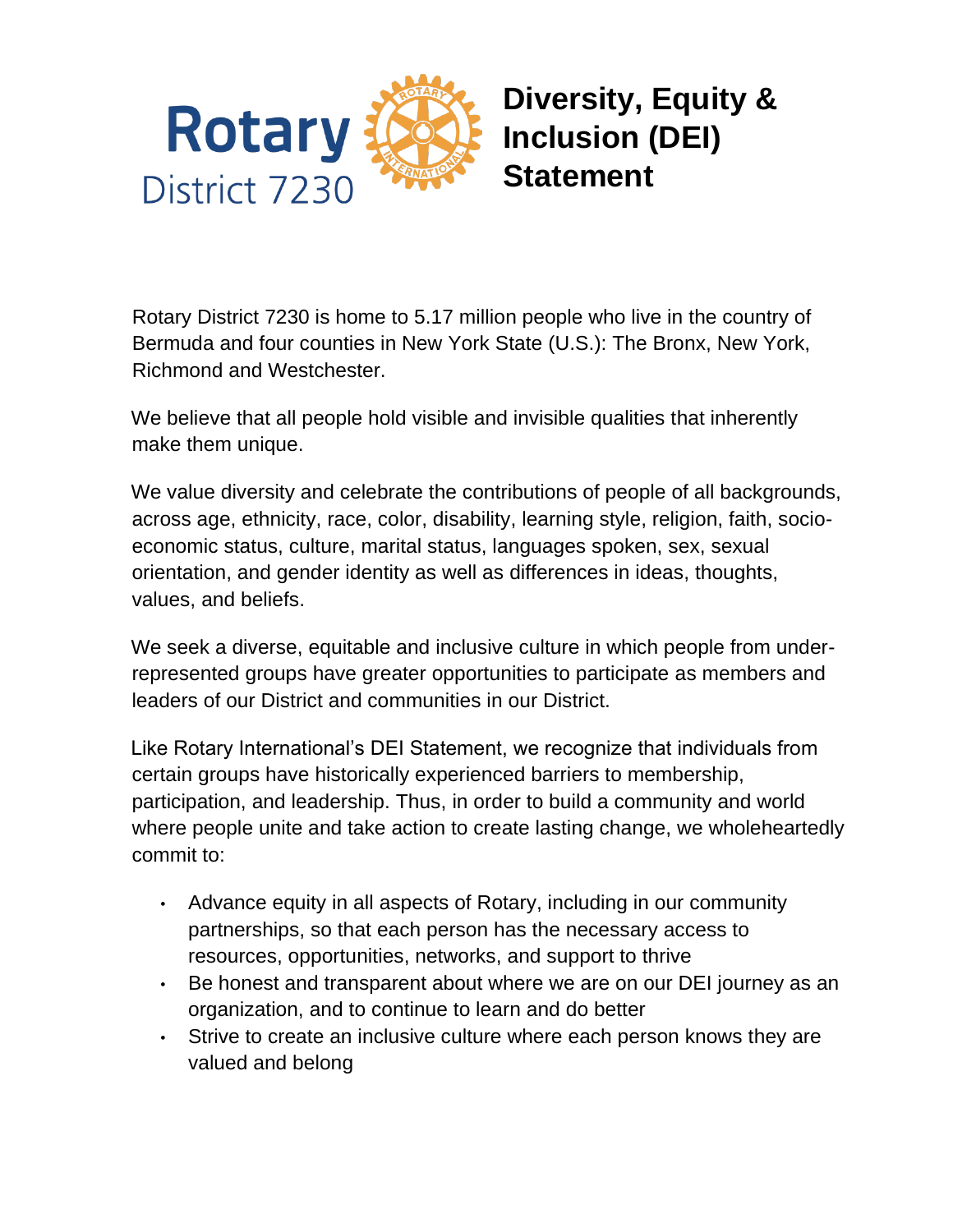Rotary District 7230

# Diversity, Equity & Inclusion (DEI) Statement

Rotary District 7230 is home to 5.17 million people who live in the country of Bermuda and four counties in New York State (U.S.): The Bronx, New York, Richmond and Westchester.

We believe that all people hold visible and invisible qualities that inherently make them unique.

We value diversity and celebrate the contributions of people of all backgrounds, across age, ethnicity, race, color, disability, learning style, religion, faith, socio-economic status, culture, marital status, languages spoken, sex, sexual orientation, and gender identity as well as differences in ideas, thoughts, values, and beliefs.

We seek a diverse, equitable and inclusive culture in which people from under-represented groups have greater opportunities to participate as members and leaders of our District and communities in our District.

Like Rotary International's DEI Statement, we recognize that individuals from certain groups have historically experienced barriers to membership, participation, and leadership. Thus, in order to build a community and world where people unite and take action to create lasting change, we wholeheartedly commit to:

- Advance equity in all aspects of Rotary, including in our community partnerships, so that each person has the necessary access to resources, opportunities, networks, and support to thrive
- Be honest and transparent about where we are on our DEI journey as an organization, and to continue to learn and do better
- Strive to create an inclusive culture where each person knows they are valued and belong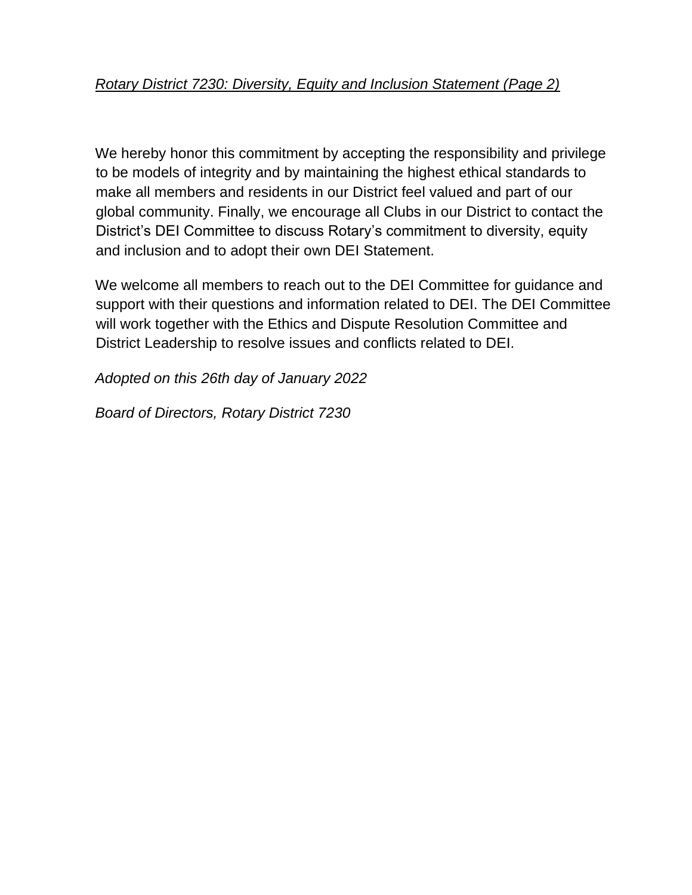*Rotary District 7230: Diversity, Equity and Inclusion Statement (Page 2)*

We hereby honor this commitment by accepting the responsibility and privilege to be models of integrity and by maintaining the highest ethical standards to make all members and residents in our District feel valued and part of our global community. Finally, we encourage all Clubs in our District to contact the District's DEI Committee to discuss Rotary's commitment to diversity, equity and inclusion and to adopt their own DEI Statement.

We welcome all members to reach out to the DEI Committee for guidance and support with their questions and information related to DEI. The DEI Committee will work together with the Ethics and Dispute Resolution Committee and District Leadership to resolve issues and conflicts related to DEI.

*Adopted on this 26th day of January 2022*

*Board of Directors, Rotary District 7230*